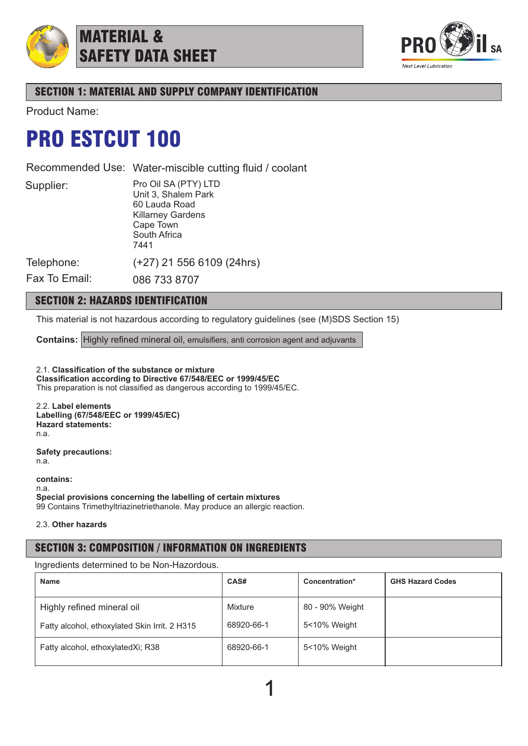# MATERIAL & SAFETY DATA SHEET

PRO Oil SA
*Next Level Lubrication*

## SECTION 1: MATERIAL AND SUPPLY COMPANY IDENTIFICATION

Product Name:

# PRO ESTCUT 100

Recommended Use: Water-miscible cutting fluid / coolant

Supplier:
Pro Oil SA (PTY) LTD
Unit 3, Shalem Park
60 Lauda Road
Killarney Gardens
Cape Town
South Africa
7441

Telephone: (+27) 21 556 6109 (24hrs)

Fax To Email: 086 733 8707

## SECTION 2: HAZARDS IDENTIFICATION

This material is not hazardous according to regulatory guidelines (see (M)SDS Section 15)

**Contains:** Highly refined mineral oil, emulsifiers, anti corrosion agent and adjuvants

2.1. **Classification of the substance or mixture**
**Classification according to Directive 67/548/EEC or 1999/45/EC**
This preparation is not classified as dangerous according to 1999/45/EC.

2.2. **Label elements**
**Labelling (67/548/EEC or 1999/45/EC)**
**Hazard statements:**
n.a.

**Safety precautions:**
n.a.

**contains:**
n.a.
**Special provisions concerning the labelling of certain mixtures**
99 Contains Trimethyltriazinetriethanole. May produce an allergic reaction.

2.3. **Other hazards**

## SECTION 3: COMPOSITION / INFORMATION ON INGREDIENTS

Ingredients determined to be Non-Hazordous.

| Name | CAS# | Concentration* | GHS Hazard Codes |
|---|---|---|---|
| Highly refined mineral oil | Mixture | 80 - 90% Weight | |
| Fatty alcohol, ethoxylated Skin Irrit. 2 H315 | 68920-66-1 | 5<10% Weight | |
| Fatty alcohol, ethoxylatedXi; R38 | 68920-66-1 | 5<10% Weight | |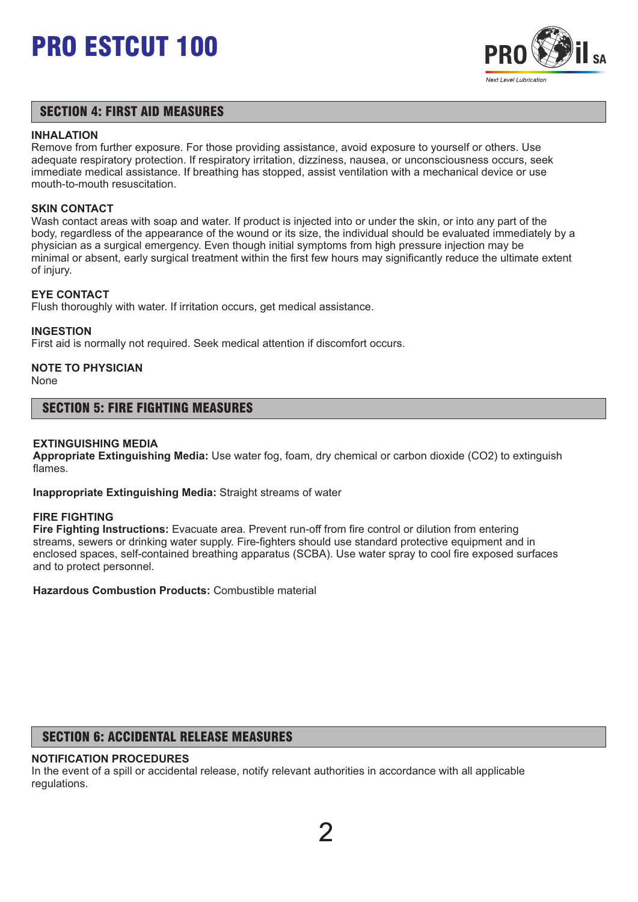# PRO ESTCUT 100

## SECTION 4: FIRST AID MEASURES

**INHALATION**
Remove from further exposure. For those providing assistance, avoid exposure to yourself or others. Use adequate respiratory protection. If respiratory irritation, dizziness, nausea, or unconsciousness occurs, seek immediate medical assistance. If breathing has stopped, assist ventilation with a mechanical device or use mouth-to-mouth resuscitation.

**SKIN CONTACT**
Wash contact areas with soap and water. If product is injected into or under the skin, or into any part of the body, regardless of the appearance of the wound or its size, the individual should be evaluated immediately by a physician as a surgical emergency. Even though initial symptoms from high pressure injection may be minimal or absent, early surgical treatment within the first few hours may significantly reduce the ultimate extent of injury.

**EYE CONTACT**
Flush thoroughly with water. If irritation occurs, get medical assistance.

**INGESTION**
First aid is normally not required. Seek medical attention if discomfort occurs.

**NOTE TO PHYSICIAN**
None

## SECTION 5: FIRE FIGHTING MEASURES

**EXTINGUISHING MEDIA**
**Appropriate Extinguishing Media:** Use water fog, foam, dry chemical or carbon dioxide ($CO_2$) to extinguish flames.

**Inappropriate Extinguishing Media:** Straight streams of water

**FIRE FIGHTING**
**Fire Fighting Instructions:** Evacuate area. Prevent run-off from fire control or dilution from entering streams, sewers or drinking water supply. Fire-fighters should use standard protective equipment and in enclosed spaces, self-contained breathing apparatus (SCBA). Use water spray to cool fire exposed surfaces and to protect personnel.

**Hazardous Combustion Products:** Combustible material

## SECTION 6: ACCIDENTAL RELEASE MEASURES

**NOTIFICATION PROCEDURES**
In the event of a spill or accidental release, notify relevant authorities in accordance with all applicable regulations.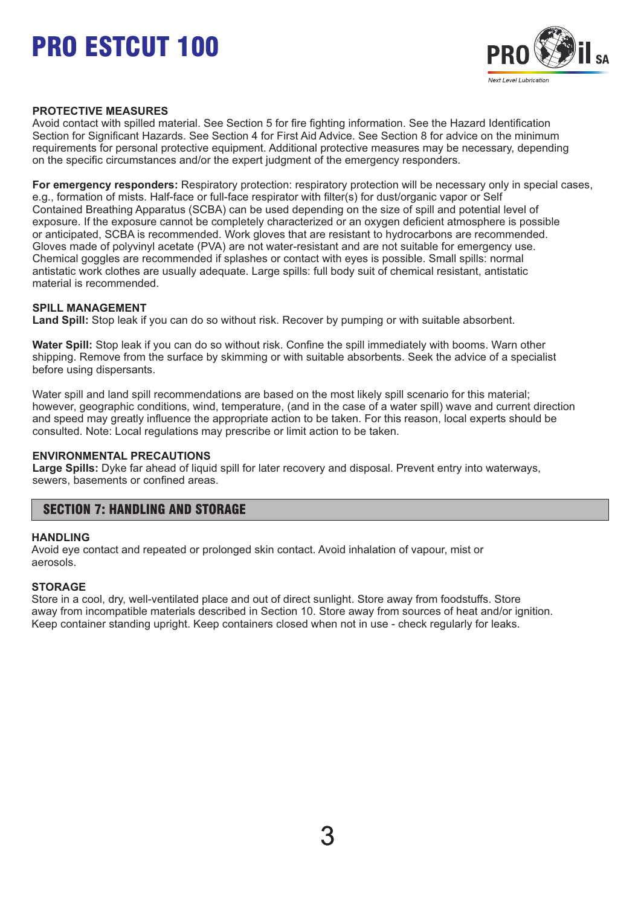**PROTECTIVE MEASURES**

Avoid contact with spilled material. See Section 5 for fire fighting information. See the Hazard Identification Section for Significant Hazards. See Section 4 for First Aid Advice. See Section 8 for advice on the minimum requirements for personal protective equipment. Additional protective measures may be necessary, depending on the specific circumstances and/or the expert judgment of the emergency responders.

**For emergency responders:** Respiratory protection: respiratory protection will be necessary only in special cases, e.g., formation of mists. Half-face or full-face respirator with filter(s) for dust/organic vapor or Self Contained Breathing Apparatus (SCBA) can be used depending on the size of spill and potential level of exposure. If the exposure cannot be completely characterized or an oxygen deficient atmosphere is possible or anticipated, SCBA is recommended. Work gloves that are resistant to hydrocarbons are recommended. Gloves made of polyvinyl acetate (PVA) are not water-resistant and are not suitable for emergency use. Chemical goggles are recommended if splashes or contact with eyes is possible. Small spills: normal antistatic work clothes are usually adequate. Large spills: full body suit of chemical resistant, antistatic material is recommended.

**SPILL MANAGEMENT**

**Land Spill:** Stop leak if you can do so without risk. Recover by pumping or with suitable absorbent.

**Water Spill:** Stop leak if you can do so without risk. Confine the spill immediately with booms. Warn other shipping. Remove from the surface by skimming or with suitable absorbents. Seek the advice of a specialist before using dispersants.

Water spill and land spill recommendations are based on the most likely spill scenario for this material; however, geographic conditions, wind, temperature, (and in the case of a water spill) wave and current direction and speed may greatly influence the appropriate action to be taken. For this reason, local experts should be consulted. Note: Local regulations may prescribe or limit action to be taken.

**ENVIRONMENTAL PRECAUTIONS**

**Large Spills:** Dyke far ahead of liquid spill for later recovery and disposal. Prevent entry into waterways, sewers, basements or confined areas.

## SECTION 7: HANDLING AND STORAGE

**HANDLING**

Avoid eye contact and repeated or prolonged skin contact. Avoid inhalation of vapour, mist or aerosols.

**STORAGE**

Store in a cool, dry, well-ventilated place and out of direct sunlight. Store away from foodstuffs. Store away from incompatible materials described in Section 10. Store away from sources of heat and/or ignition. Keep container standing upright. Keep containers closed when not in use - check regularly for leaks.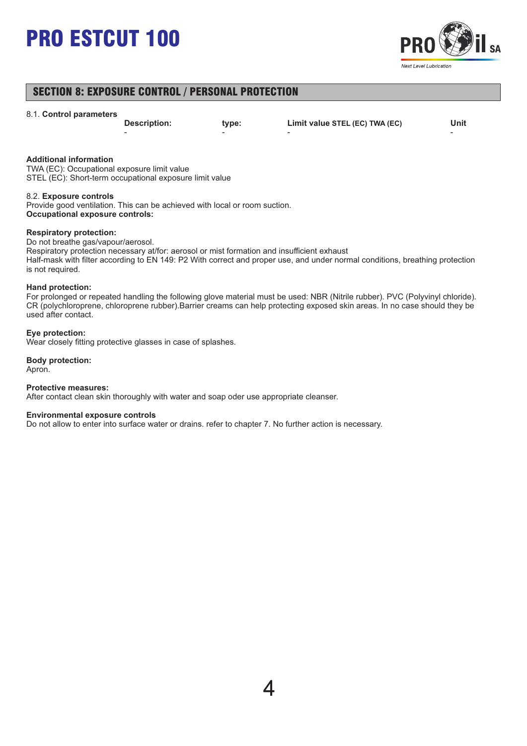## SECTION 8: EXPOSURE CONTROL / PERSONAL PROTECTION

8.1. **Control parameters**

| Description: | type: | Limit value STEL (EC) TWA (EC) | Unit |
|---|---|---|---|
| - | - | - | - |

**Additional information**
TWA (EC): Occupational exposure limit value
STEL (EC): Short-term occupational exposure limit value

8.2. **Exposure controls**
Provide good ventilation. This can be achieved with local or room suction.
**Occupational exposure controls:**

**Respiratory protection:**
Do not breathe gas/vapour/aerosol.
Respiratory protection necessary at/for: aerosol or mist formation and insufficient exhaust
Half-mask with filter according to EN 149: P2 With correct and proper use, and under normal conditions, breathing protection is not required.

**Hand protection:**
For prolonged or repeated handling the following glove material must be used: NBR (Nitrile rubber). PVC (Polyvinyl chloride). CR (polychloroprene, chloroprene rubber).Barrier creams can help protecting exposed skin areas. In no case should they be used after contact.

**Eye protection:**
Wear closely fitting protective glasses in case of splashes.

**Body protection:**
Apron.

**Protective measures:**
After contact clean skin thoroughly with water and soap oder use appropriate cleanser.

**Environmental exposure controls**
Do not allow to enter into surface water or drains. refer to chapter 7. No further action is necessary.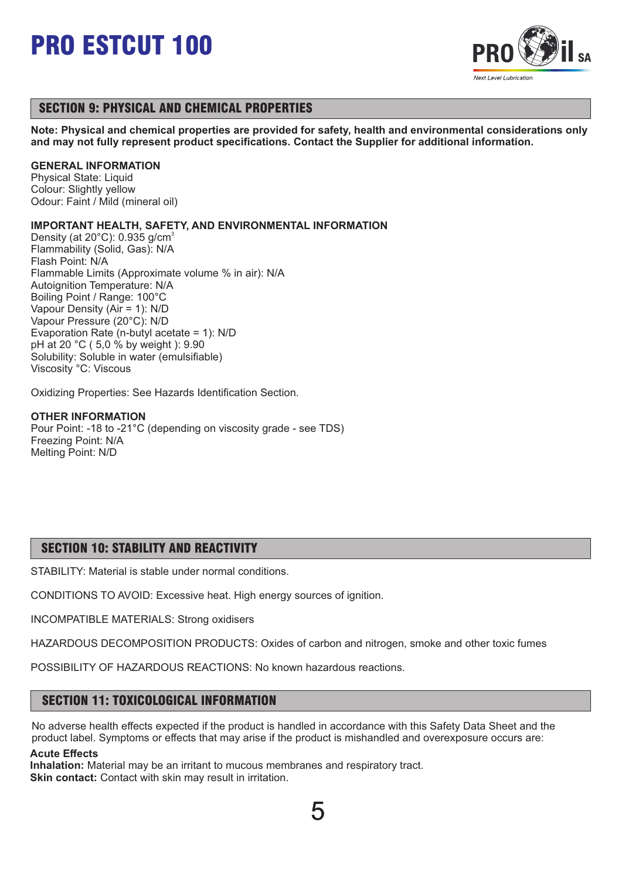# PRO ESTCUT 100

## SECTION 9: PHYSICAL AND CHEMICAL PROPERTIES

**Note: Physical and chemical properties are provided for safety, health and environmental considerations only and may not fully represent product specifications. Contact the Supplier for additional information.**

**GENERAL INFORMATION**
Physical State: Liquid
Colour: Slightly yellow
Odour: Faint / Mild (mineral oil)

**IMPORTANT HEALTH, SAFETY, AND ENVIRONMENTAL INFORMATION**
Density (at 20°C): 0.935 g/cm$^3$
Flammability (Solid, Gas): N/A
Flash Point: N/A
Flammable Limits (Approximate volume % in air): N/A
Autoignition Temperature: N/A
Boiling Point / Range: 100°C
Vapour Density (Air = 1): N/D
Vapour Pressure (20°C): N/D
Evaporation Rate (n-butyl acetate = 1): N/D
pH at 20 °C ( 5,0 % by weight ): 9.90
Solubility: Soluble in water (emulsifiable)
Viscosity °C: Viscous

Oxidizing Properties: See Hazards Identification Section.

**OTHER INFORMATION**
Pour Point: -18 to -21°C (depending on viscosity grade - see TDS)
Freezing Point: N/A
Melting Point: N/D

## SECTION 10: STABILITY AND REACTIVITY

STABILITY: Material is stable under normal conditions.

CONDITIONS TO AVOID: Excessive heat. High energy sources of ignition.

INCOMPATIBLE MATERIALS: Strong oxidisers

HAZARDOUS DECOMPOSITION PRODUCTS: Oxides of carbon and nitrogen, smoke and other toxic fumes

POSSIBILITY OF HAZARDOUS REACTIONS: No known hazardous reactions.

## SECTION 11: TOXICOLOGICAL INFORMATION

No adverse health effects expected if the product is handled in accordance with this Safety Data Sheet and the product label. Symptoms or effects that may arise if the product is mishandled and overexposure occurs are:

**Acute Effects**
**Inhalation:** Material may be an irritant to mucous membranes and respiratory tract.
**Skin contact:** Contact with skin may result in irritation.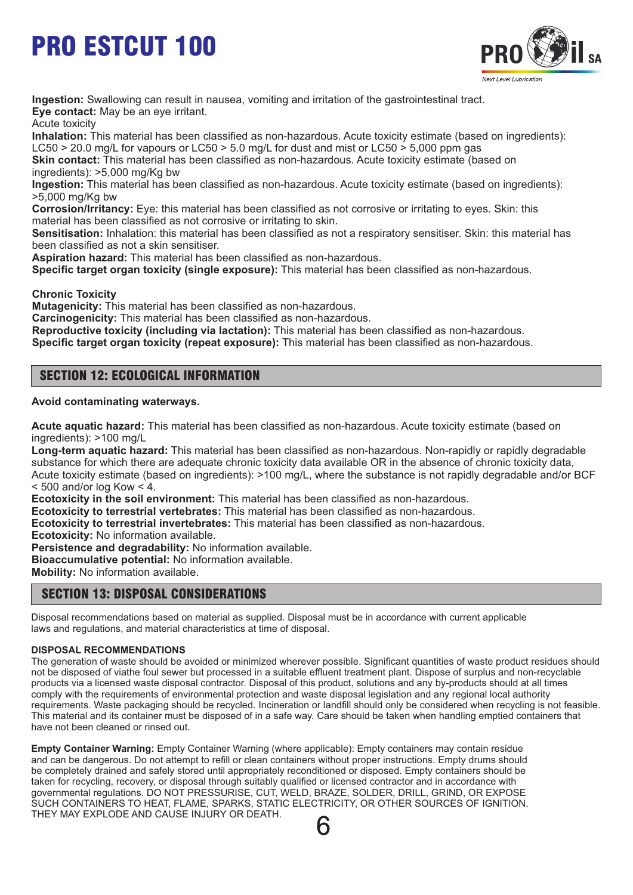**Ingestion:** Swallowing can result in nausea, vomiting and irritation of the gastrointestinal tract.
**Eye contact:** May be an eye irritant.
Acute toxicity
**Inhalation:** This material has been classified as non-hazardous. Acute toxicity estimate (based on ingredients): LC50 > 20.0 mg/L for vapours or LC50 > 5.0 mg/L for dust and mist or LC50 > 5,000 ppm gas
**Skin contact:** This material has been classified as non-hazardous. Acute toxicity estimate (based on ingredients): >5,000 mg/Kg bw
**Ingestion:** This material has been classified as non-hazardous. Acute toxicity estimate (based on ingredients): >5,000 mg/Kg bw
**Corrosion/Irritancy:** Eye: this material has been classified as not corrosive or irritating to eyes. Skin: this material has been classified as not corrosive or irritating to skin.
**Sensitisation:** Inhalation: this material has been classified as not a respiratory sensitiser. Skin: this material has been classified as not a skin sensitiser.
**Aspiration hazard:** This material has been classified as non-hazardous.
**Specific target organ toxicity (single exposure):** This material has been classified as non-hazardous.

**Chronic Toxicity**
**Mutagenicity:** This material has been classified as non-hazardous.
**Carcinogenicity:** This material has been classified as non-hazardous.
**Reproductive toxicity (including via lactation):** This material has been classified as non-hazardous.
**Specific target organ toxicity (repeat exposure):** This material has been classified as non-hazardous.

## SECTION 12: ECOLOGICAL INFORMATION

**Avoid contaminating waterways.**

**Acute aquatic hazard:** This material has been classified as non-hazardous. Acute toxicity estimate (based on ingredients): >100 mg/L
**Long-term aquatic hazard:** This material has been classified as non-hazardous. Non-rapidly or rapidly degradable substance for which there are adequate chronic toxicity data available OR in the absence of chronic toxicity data, Acute toxicity estimate (based on ingredients): >100 mg/L, where the substance is not rapidly degradable and/or BCF < 500 and/or log Kow < 4.
**Ecotoxicity in the soil environment:** This material has been classified as non-hazardous.
**Ecotoxicity to terrestrial vertebrates:** This material has been classified as non-hazardous.
**Ecotoxicity to terrestrial invertebrates:** This material has been classified as non-hazardous.
**Ecotoxicity:** No information available.
**Persistence and degradability:** No information available.
**Bioaccumulative potential:** No information available.
**Mobility:** No information available.

## SECTION 13: DISPOSAL CONSIDERATIONS

Disposal recommendations based on material as supplied. Disposal must be in accordance with current applicable laws and regulations, and material characteristics at time of disposal.

**DISPOSAL RECOMMENDATIONS**
The generation of waste should be avoided or minimized wherever possible. Significant quantities of waste product residues should not be disposed of viathe foul sewer but processed in a suitable effluent treatment plant. Dispose of surplus and non-recyclable products via a licensed waste disposal contractor. Disposal of this product, solutions and any by-products should at all times comply with the requirements of environmental protection and waste disposal legislation and any regional local authority requirements. Waste packaging should be recycled. Incineration or landfill should only be considered when recycling is not feasible. This material and its container must be disposed of in a safe way. Care should be taken when handling emptied containers that have not been cleaned or rinsed out.

**Empty Container Warning:** Empty Container Warning (where applicable): Empty containers may contain residue and can be dangerous. Do not attempt to refill or clean containers without proper instructions. Empty drums should be completely drained and safely stored until appropriately reconditioned or disposed. Empty containers should be taken for recycling, recovery, or disposal through suitably qualified or licensed contractor and in accordance with governmental regulations. DO NOT PRESSURISE, CUT, WELD, BRAZE, SOLDER, DRILL, GRIND, OR EXPOSE SUCH CONTAINERS TO HEAT, FLAME, SPARKS, STATIC ELECTRICITY, OR OTHER SOURCES OF IGNITION. THEY MAY EXPLODE AND CAUSE INJURY OR DEATH.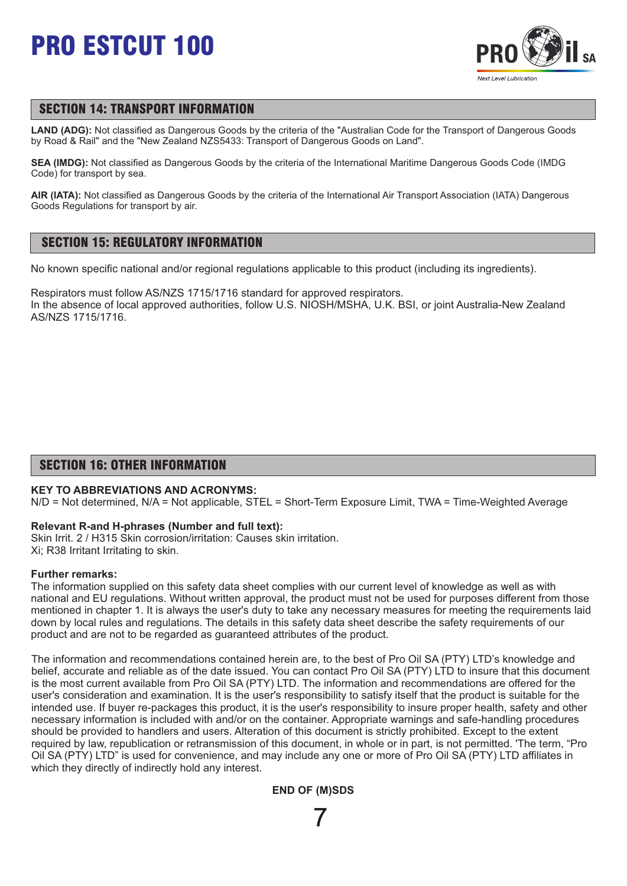## SECTION 14: TRANSPORT INFORMATION

**LAND (ADG):** Not classified as Dangerous Goods by the criteria of the "Australian Code for the Transport of Dangerous Goods by Road & Rail" and the "New Zealand NZS5433: Transport of Dangerous Goods on Land".

**SEA (IMDG):** Not classified as Dangerous Goods by the criteria of the International Maritime Dangerous Goods Code (IMDG Code) for transport by sea.

**AIR (IATA):** Not classified as Dangerous Goods by the criteria of the International Air Transport Association (IATA) Dangerous Goods Regulations for transport by air.

## SECTION 15: REGULATORY INFORMATION

No known specific national and/or regional regulations applicable to this product (including its ingredients).

Respirators must follow AS/NZS 1715/1716 standard for approved respirators.
In the absence of local approved authorities, follow U.S. NIOSH/MSHA, U.K. BSI, or joint Australia-New Zealand AS/NZS 1715/1716.

## SECTION 16: OTHER INFORMATION

**KEY TO ABBREVIATIONS AND ACRONYMS:**
N/D = Not determined, N/A = Not applicable, STEL = Short-Term Exposure Limit, TWA = Time-Weighted Average

**Relevant R-and H-phrases (Number and full text):**
Skin Irrit. 2 / H315 Skin corrosion/irritation: Causes skin irritation.
Xi; R38 Irritant Irritating to skin.

**Further remarks:**
The information supplied on this safety data sheet complies with our current level of knowledge as well as with national and EU regulations. Without written approval, the product must not be used for purposes different from those mentioned in chapter 1. It is always the user's duty to take any necessary measures for meeting the requirements laid down by local rules and regulations. The details in this safety data sheet describe the safety requirements of our product and are not to be regarded as guaranteed attributes of the product.

The information and recommendations contained herein are, to the best of Pro Oil SA (PTY) LTD's knowledge and belief, accurate and reliable as of the date issued. You can contact Pro Oil SA (PTY) LTD to insure that this document is the most current available from Pro Oil SA (PTY) LTD. The information and recommendations are offered for the user's consideration and examination. It is the user's responsibility to satisfy itself that the product is suitable for the intended use. If buyer re-packages this product, it is the user's responsibility to insure proper health, safety and other necessary information is included with and/or on the container. Appropriate warnings and safe-handling procedures should be provided to handlers and users. Alteration of this document is strictly prohibited. Except to the extent required by law, republication or retransmission of this document, in whole or in part, is not permitted. 'The term, "Pro Oil SA (PTY) LTD" is used for convenience, and may include any one or more of Pro Oil SA (PTY) LTD affiliates in which they directly of indirectly hold any interest.

**END OF (M)SDS**